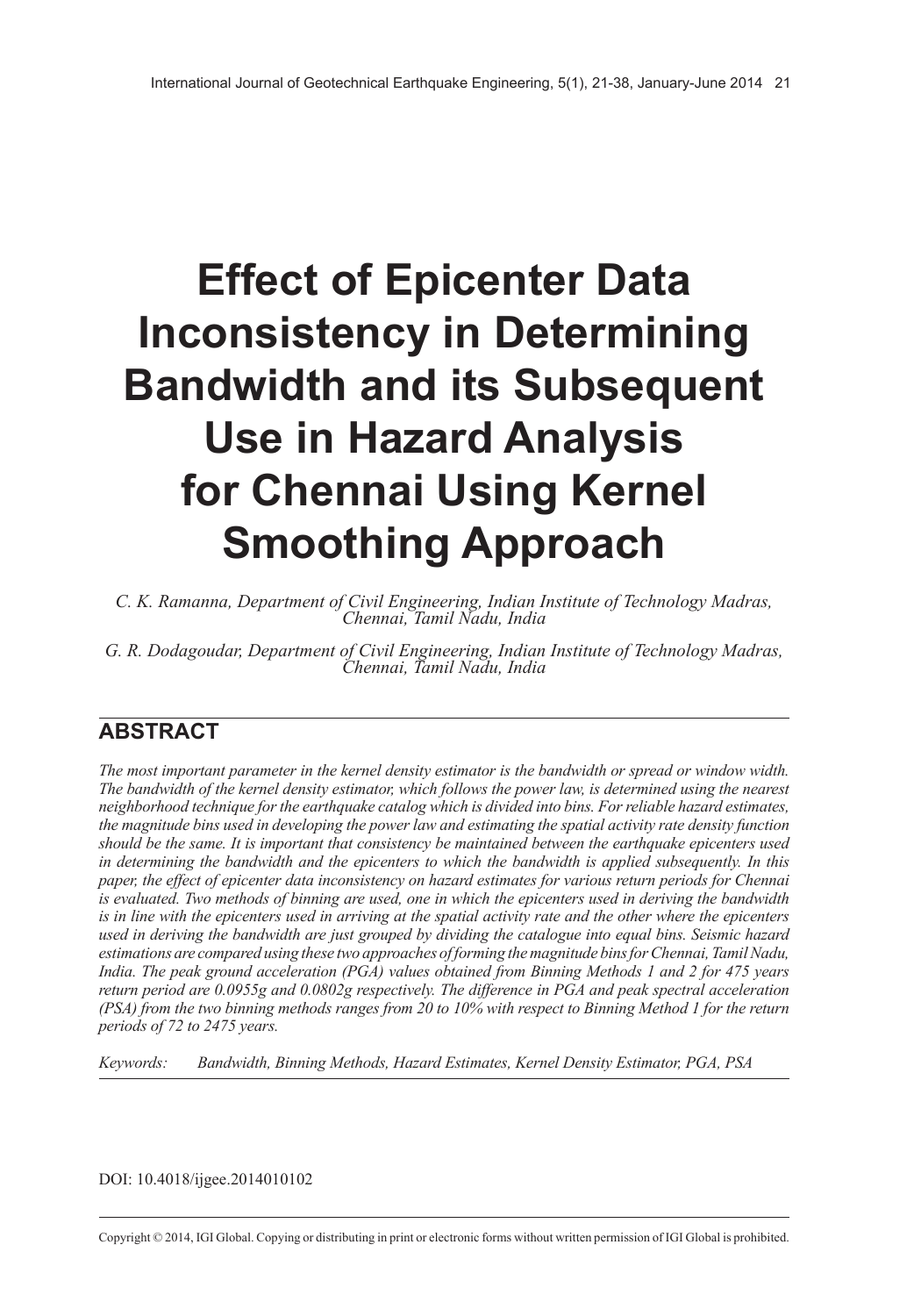# Effect of Epicenter Data Inconsistency in Determining Bandwidth and its Subsequent Use in Hazard Analysis for Chennai Using Kernel Smoothing Approach

*C. K. Ramanna, Department of Civil Engineering, Indian Institute of Technology Madras, Chennai, Tamil Nadu, India*

*G. R. Dodagoudar, Department of Civil Engineering, Indian Institute of Technology Madras, Chennai, Tamil Nadu, India*

## ABSTRACT

*The most important parameter in the kernel density estimator is the bandwidth or spread or window width. The bandwidth of the kernel density estimator, which follows the power law, is determined using the nearest neighborhood technique for the earthquake catalog which is divided into bins. For reliable hazard estimates, the magnitude bins used in developing the power law and estimating the spatial activity rate density function should be the same. It is important that consistency be maintained between the earthquake epicenters used in determining the bandwidth and the epicenters to which the bandwidth is applied subsequently. In this paper, the effect of epicenter data inconsistency on hazard estimates for various return periods for Chennai is evaluated. Two methods of binning are used, one in which the epicenters used in deriving the bandwidth is in line with the epicenters used in arriving at the spatial activity rate and the other where the epicenters used in deriving the bandwidth are just grouped by dividing the catalogue into equal bins. Seismic hazard estimations are compared using these two approaches of forming the magnitude bins for Chennai, Tamil Nadu, India. The peak ground acceleration (PGA) values obtained from Binning Methods 1 and 2 for 475 years return period are 0.0955g and 0.0802g respectively. The difference in PGA and peak spectral acceleration (PSA) from the two binning methods ranges from 20 to 10% with respect to Binning Method 1 for the return periods of 72 to 2475 years.*

*Keywords:* Bandwidth, Binning Methods, Hazard Estimates, Kernel Density Estimator, PGA, PSA

DOI: 10.4018/ijgee.2014010102

Copyright © 2014, IGI Global. Copying or distributing in print or electronic forms without written permission of IGI Global is prohibited.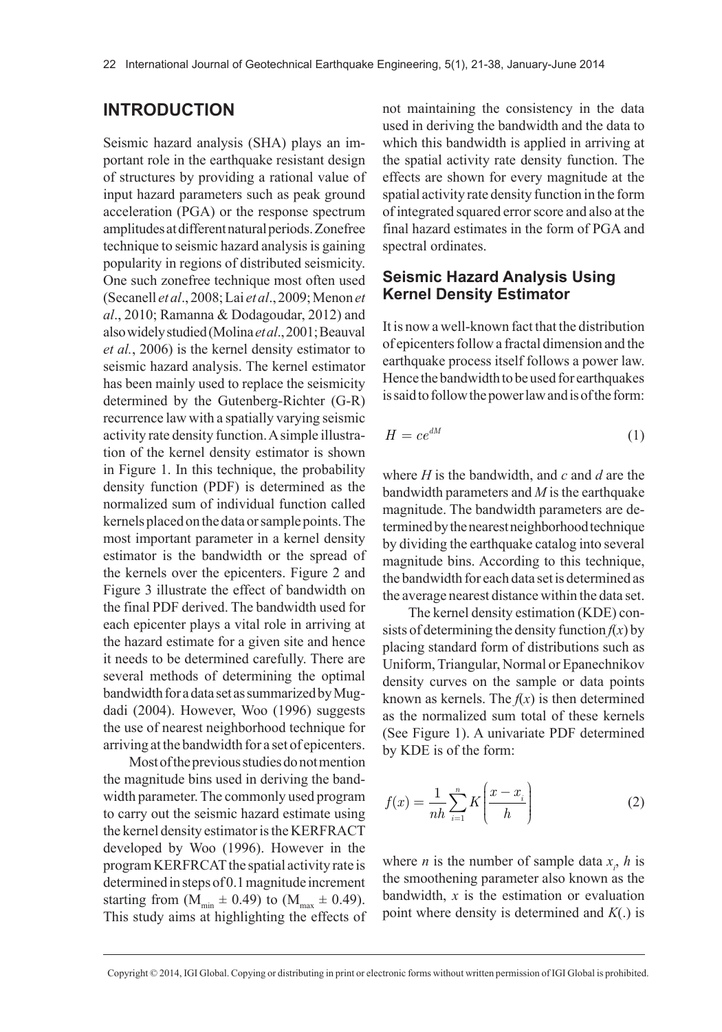## INTRODUCTION

Seismic hazard analysis (SHA) plays an important role in the earthquake resistant design of structures by providing a rational value of input hazard parameters such as peak ground acceleration (PGA) or the response spectrum amplitudes at different natural periods. Zonefree technique to seismic hazard analysis is gaining popularity in regions of distributed seismicity. One such zonefree technique most often used (Secanell *et al*., 2008; Lai *et al*., 2009; Menon *et al*., 2010; Ramanna & Dodagoudar, 2012) and also widely studied (Molina *et al*., 2001; Beauval *et al.*, 2006) is the kernel density estimator to seismic hazard analysis. The kernel estimator has been mainly used to replace the seismicity determined by the Gutenberg-Richter (G-R) recurrence law with a spatially varying seismic activity rate density function. A simple illustration of the kernel density estimator is shown in Figure 1. In this technique, the probability density function (PDF) is determined as the normalized sum of individual function called kernels placed on the data or sample points. The most important parameter in a kernel density estimator is the bandwidth or the spread of the kernels over the epicenters. Figure 2 and Figure 3 illustrate the effect of bandwidth on the final PDF derived. The bandwidth used for each epicenter plays a vital role in arriving at the hazard estimate for a given site and hence it needs to be determined carefully. There are several methods of determining the optimal bandwidth for a data set as summarized by Mugdadi (2004). However, Woo (1996) suggests the use of nearest neighborhood technique for arriving at the bandwidth for a set of epicenters.

Most of the previous studies do not mention the magnitude bins used in deriving the bandwidth parameter. The commonly used program to carry out the seismic hazard estimate using the kernel density estimator is the KERFRACT developed by Woo (1996). However in the program KERFRCAT the spatial activity rate is determined in steps of 0.1 magnitude increment starting from ($M_{min} \pm 0.49$) to ($M_{max} \pm 0.49$). This study aims at highlighting the effects of not maintaining the consistency in the data used in deriving the bandwidth and the data to which this bandwidth is applied in arriving at the spatial activity rate density function. The effects are shown for every magnitude at the spatial activity rate density function in the form of integrated squared error score and also at the final hazard estimates in the form of PGA and spectral ordinates.

### Seismic Hazard Analysis Using Kernel Density Estimator

It is now a well-known fact that the distribution of epicenters follow a fractal dimension and the earthquake process itself follows a power law. Hence the bandwidth to be used for earthquakes is said to follow the power law and is of the form:

$$H = ce^{dM} \tag{1}$$

where $H$ is the bandwidth, and $c$ and $d$ are the bandwidth parameters and $M$ is the earthquake magnitude. The bandwidth parameters are determined by the nearest neighborhood technique by dividing the earthquake catalog into several magnitude bins. According to this technique, the bandwidth for each data set is determined as the average nearest distance within the data set.

The kernel density estimation (KDE) consists of determining the density function $f(x)$ by placing standard form of distributions such as Uniform, Triangular, Normal or Epanechnikov density curves on the sample or data points known as kernels. The $f(x)$ is then determined as the normalized sum total of these kernels (See Figure 1). A univariate PDF determined by KDE is of the form:

$$f(x) = \frac{1}{nh}\sum_{i=1}^{n} K\left(\frac{x - x_i}{h}\right) \tag{2}$$

where $n$ is the number of sample data $x_i$, $h$ is the smoothening parameter also known as the bandwidth, $x$ is the estimation or evaluation point where density is determined and $K(.)$ is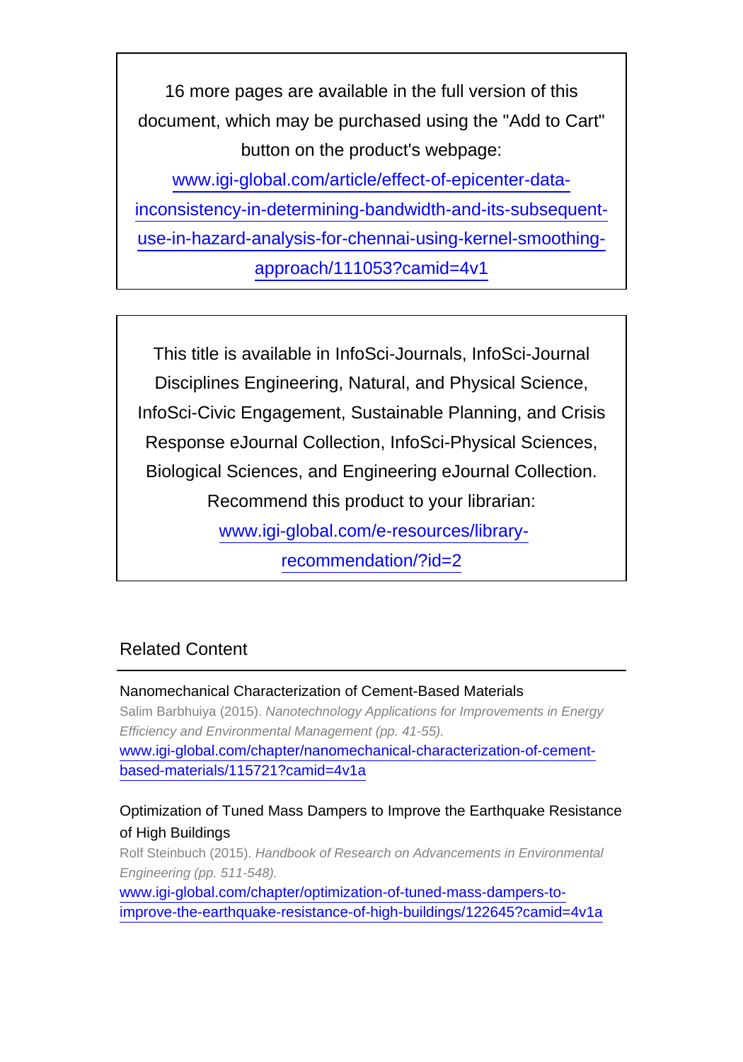16 more pages are available in the full version of this document, which may be purchased using the "Add to Cart" button on the product's webpage:

www.igi-global.com/article/effect-of-epicenter-data-inconsistency-in-determining-bandwidth-and-its-subsequent-use-in-hazard-analysis-for-chennai-using-kernel-smoothing-approach/111053?camid=4v1

This title is available in InfoSci-Journals, InfoSci-Journal Disciplines Engineering, Natural, and Physical Science, InfoSci-Civic Engagement, Sustainable Planning, and Crisis Response eJournal Collection, InfoSci-Physical Sciences, Biological Sciences, and Engineering eJournal Collection. Recommend this product to your librarian:

www.igi-global.com/e-resources/library-recommendation/?id=2

## Related Content

Nanomechanical Characterization of Cement-Based Materials

Salim Barbhuiya (2015). *Nanotechnology Applications for Improvements in Energy Efficiency and Environmental Management (pp. 41-55).*

www.igi-global.com/chapter/nanomechanical-characterization-of-cement-based-materials/115721?camid=4v1a

Optimization of Tuned Mass Dampers to Improve the Earthquake Resistance of High Buildings

Rolf Steinbuch (2015). *Handbook of Research on Advancements in Environmental Engineering (pp. 511-548).*

www.igi-global.com/chapter/optimization-of-tuned-mass-dampers-to-improve-the-earthquake-resistance-of-high-buildings/122645?camid=4v1a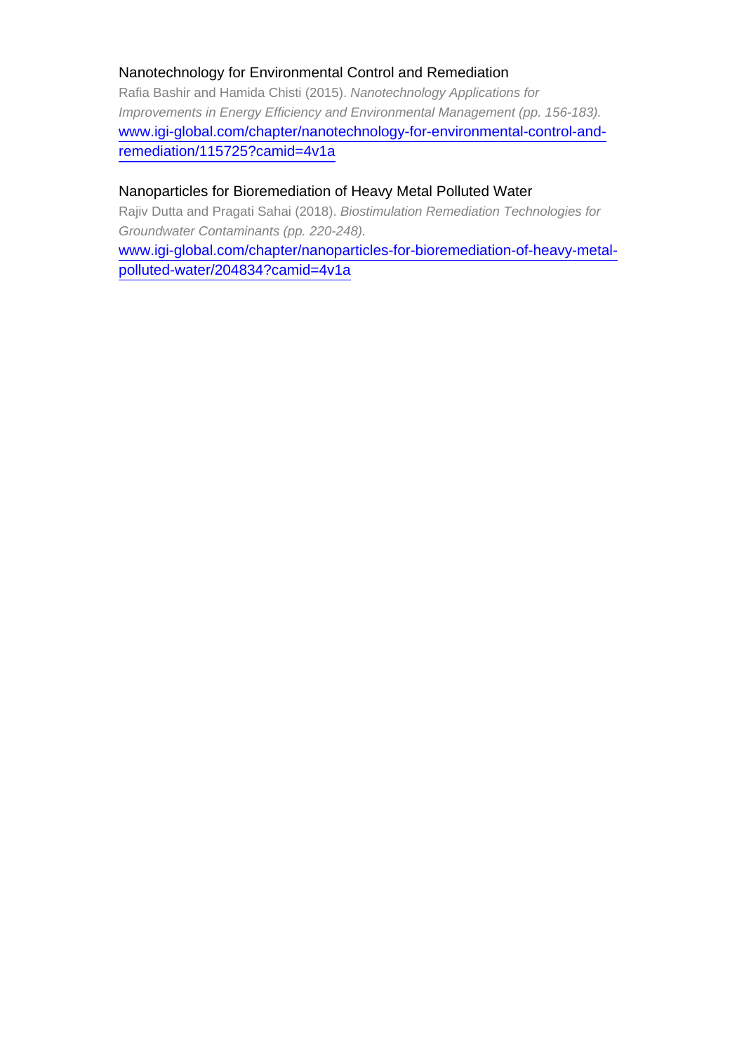Nanotechnology for Environmental Control and Remediation

Rafia Bashir and Hamida Chisti (2015). *Nanotechnology Applications for Improvements in Energy Efficiency and Environmental Management (pp. 156-183).*

[www.igi-global.com/chapter/nanotechnology-for-environmental-control-and-remediation/115725?camid=4v1a](www.igi-global.com/chapter/nanotechnology-for-environmental-control-and-remediation/115725?camid=4v1a)

Nanoparticles for Bioremediation of Heavy Metal Polluted Water

Rajiv Dutta and Pragati Sahai (2018). *Biostimulation Remediation Technologies for Groundwater Contaminants (pp. 220-248).*

[www.igi-global.com/chapter/nanoparticles-for-bioremediation-of-heavy-metal-polluted-water/204834?camid=4v1a](www.igi-global.com/chapter/nanoparticles-for-bioremediation-of-heavy-metal-polluted-water/204834?camid=4v1a)